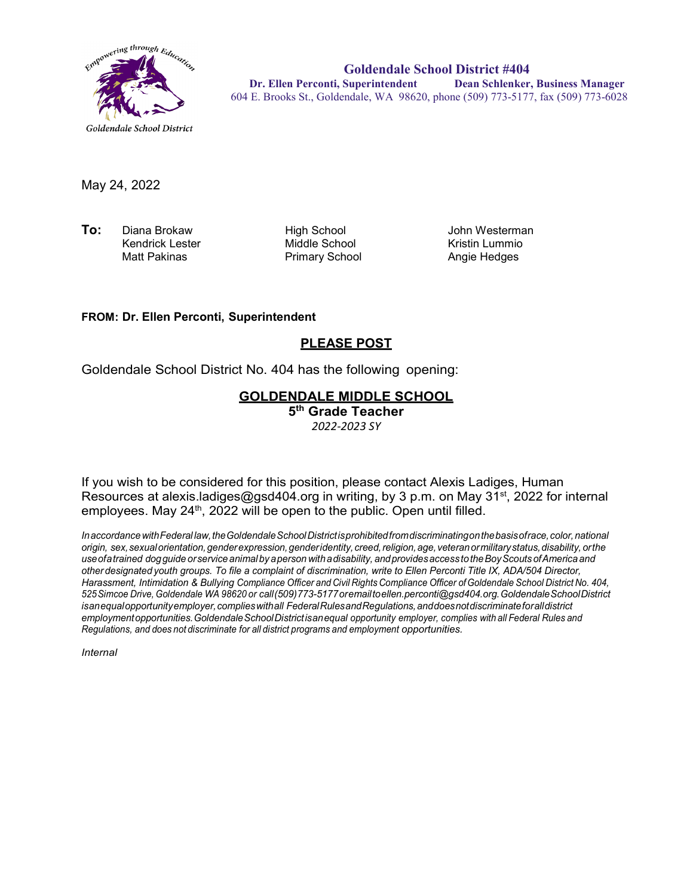Empowering through Education

Goldendale School District

**Goldendale School District #404**
**Dr. Ellen Perconti, Superintendent** **Dean Schlenker, Business Manager**
604 E. Brooks St., Goldendale, WA 98620, phone (509) 773-5177, fax (509) 773-6028

May 24, 2022

| **To:** | | |
|---|---|---|
| Diana Brokaw | High School | John Westerman |
| Kendrick Lester | Middle School | Kristin Lummio |
| Matt Pakinas | Primary School | Angie Hedges |

**FROM: Dr. Ellen Perconti, Superintendent**

**PLEASE POST**

Goldendale School District No. 404 has the following opening:

## GOLDENDALE MIDDLE SCHOOL

### 5th Grade Teacher

*2022-2023 SY*

If you wish to be considered for this position, please contact Alexis Ladiges, Human Resources at alexis.ladiges@gsd404.org in writing, by 3 p.m. on May 31st, 2022 for internal employees. May 24th, 2022 will be open to the public. Open until filled.

*In accordance with Federal law, the Goldendale School District is prohibited from discriminating on the basis of race, color, national origin, sex, sexual orientation, gender expression, gender identity, creed, religion, age, veteran or military status, disability, or the use of a trained dog guide or service animal by a person with a disability, and provides access to the Boy Scouts of America and other designated youth groups. To file a complaint of discrimination, write to Ellen Perconti Title IX, ADA/504 Director, Harassment, Intimidation & Bullying Compliance Officer and Civil Rights Compliance Officer of Goldendale School District No. 404, 525 Simcoe Drive, Goldendale WA 98620 or call (509) 773-5177 or email to ellen.perconti@gsd404.org. Goldendale School District is an equal opportunity employer, complies with all Federal Rules and Regulations, and does not discriminate for all district employment opportunities. Goldendale School District is an equal opportunity employer, complies with all Federal Rules and Regulations, and does not discriminate for all district programs and employment opportunities.*

*Internal*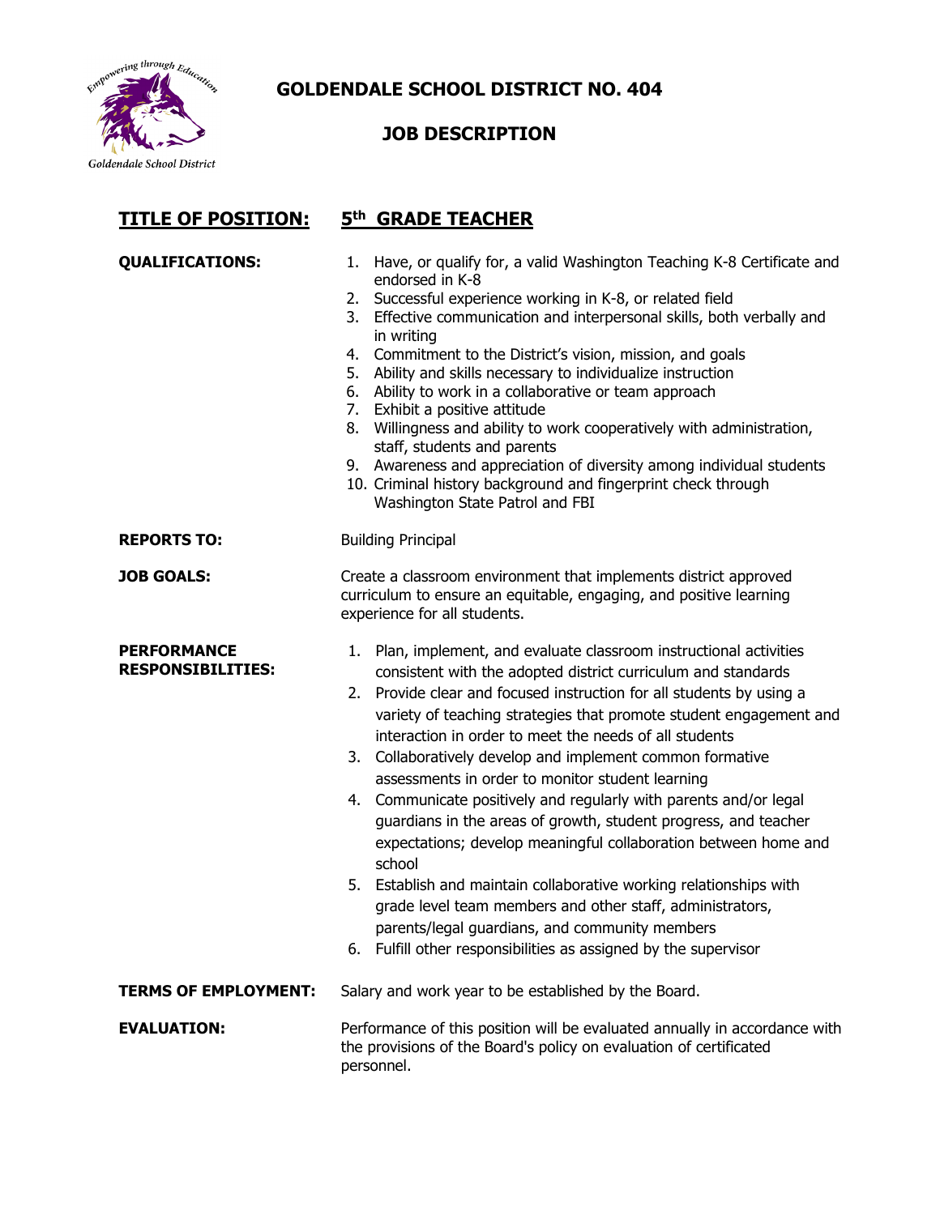# GOLDENDALE SCHOOL DISTRICT NO. 404

## JOB DESCRIPTION

**TITLE OF POSITION:** **5th GRADE TEACHER**

**QUALIFICATIONS:**

1. Have, or qualify for, a valid Washington Teaching K-8 Certificate and endorsed in K-8
2. Successful experience working in K-8, or related field
3. Effective communication and interpersonal skills, both verbally and in writing
4. Commitment to the District's vision, mission, and goals
5. Ability and skills necessary to individualize instruction
6. Ability to work in a collaborative or team approach
7. Exhibit a positive attitude
8. Willingness and ability to work cooperatively with administration, staff, students and parents
9. Awareness and appreciation of diversity among individual students
10. Criminal history background and fingerprint check through Washington State Patrol and FBI

**REPORTS TO:** Building Principal

**JOB GOALS:** Create a classroom environment that implements district approved curriculum to ensure an equitable, engaging, and positive learning experience for all students.

**PERFORMANCE RESPONSIBILITIES:**

1. Plan, implement, and evaluate classroom instructional activities consistent with the adopted district curriculum and standards
2. Provide clear and focused instruction for all students by using a variety of teaching strategies that promote student engagement and interaction in order to meet the needs of all students
3. Collaboratively develop and implement common formative assessments in order to monitor student learning
4. Communicate positively and regularly with parents and/or legal guardians in the areas of growth, student progress, and teacher expectations; develop meaningful collaboration between home and school
5. Establish and maintain collaborative working relationships with grade level team members and other staff, administrators, parents/legal guardians, and community members
6. Fulfill other responsibilities as assigned by the supervisor

**TERMS OF EMPLOYMENT:** Salary and work year to be established by the Board.

**EVALUATION:** Performance of this position will be evaluated annually in accordance with the provisions of the Board's policy on evaluation of certificated personnel.